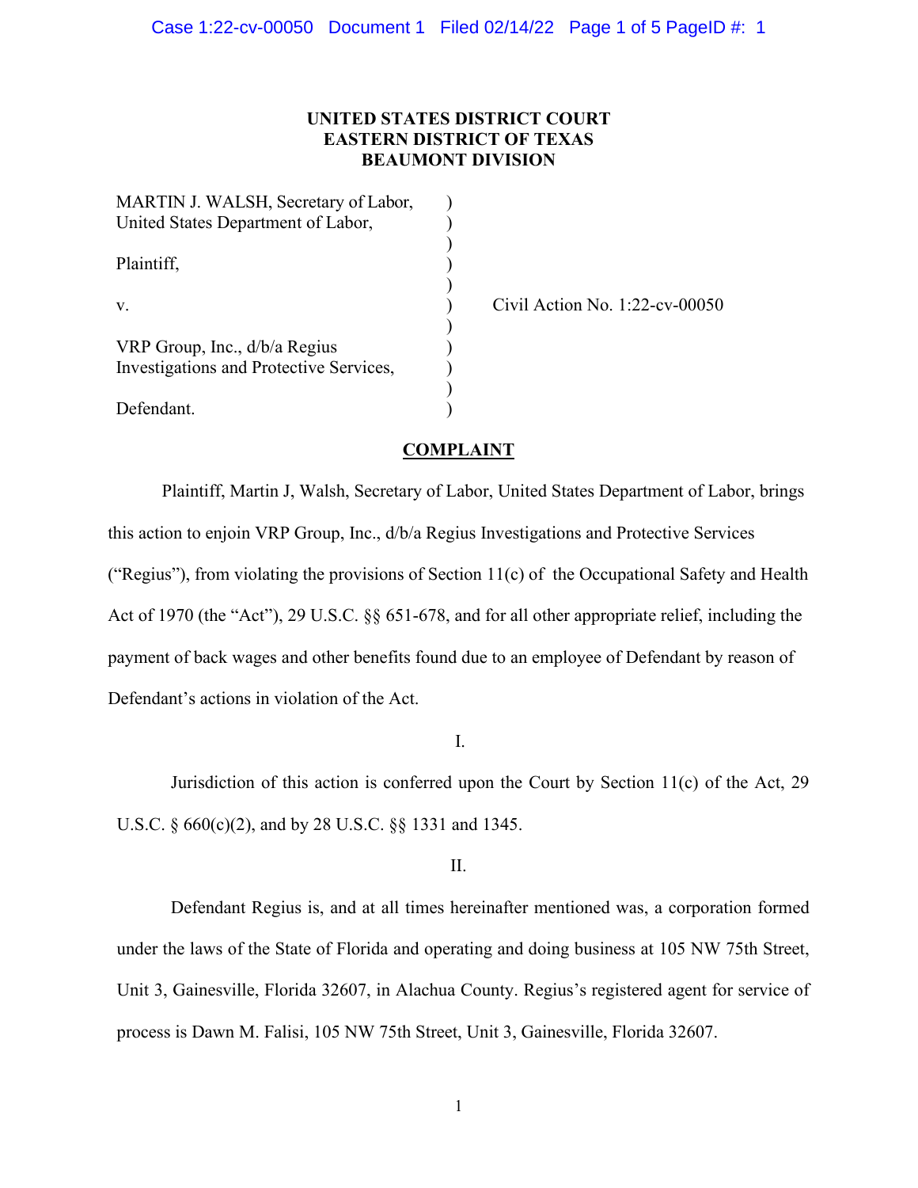**UNITED STATES DISTRICT COURT**
**EASTERN DISTRICT OF TEXAS**
**BEAUMONT DIVISION**

| | | |
|---|---|---|
| MARTIN J. WALSH, Secretary of Labor, United States Department of Labor, | ) | |
| Plaintiff, | ) | |
| v. | ) | Civil Action No. 1:22-cv-00050 |
| VRP Group, Inc., d/b/a Regius Investigations and Protective Services, | ) | |
| Defendant. | ) | |

# COMPLAINT

Plaintiff, Martin J, Walsh, Secretary of Labor, United States Department of Labor, brings this action to enjoin VRP Group, Inc., d/b/a Regius Investigations and Protective Services ("Regius"), from violating the provisions of Section 11(c) of the Occupational Safety and Health Act of 1970 (the "Act"), 29 U.S.C. §§ 651-678, and for all other appropriate relief, including the payment of back wages and other benefits found due to an employee of Defendant by reason of Defendant's actions in violation of the Act.

I.

Jurisdiction of this action is conferred upon the Court by Section 11(c) of the Act, 29 U.S.C. § 660(c)(2), and by 28 U.S.C. §§ 1331 and 1345.

II.

Defendant Regius is, and at all times hereinafter mentioned was, a corporation formed under the laws of the State of Florida and operating and doing business at 105 NW 75th Street, Unit 3, Gainesville, Florida 32607, in Alachua County. Regius's registered agent for service of process is Dawn M. Falisi, 105 NW 75th Street, Unit 3, Gainesville, Florida 32607.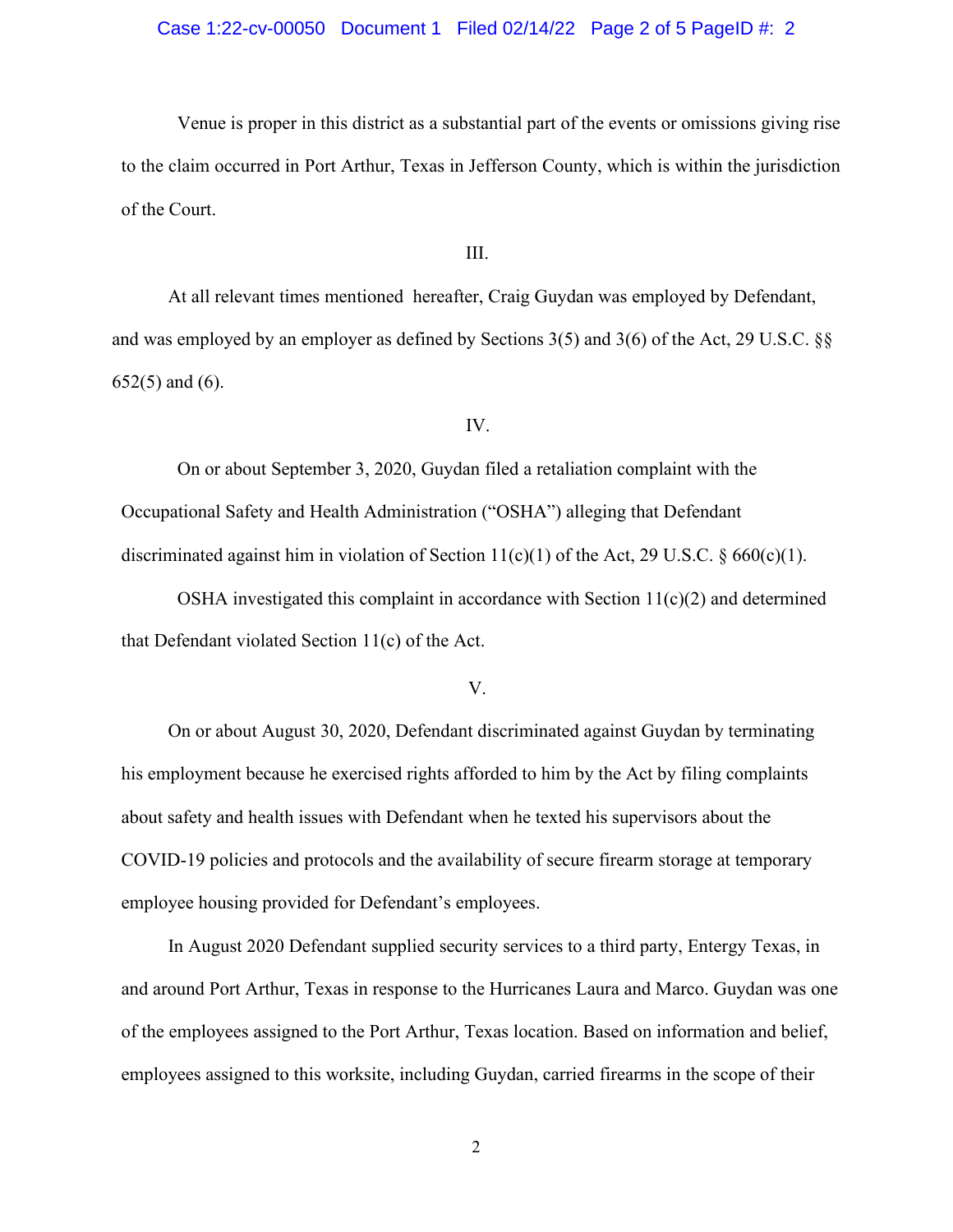Venue is proper in this district as a substantial part of the events or omissions giving rise to the claim occurred in Port Arthur, Texas in Jefferson County, which is within the jurisdiction of the Court.

III.

At all relevant times mentioned hereafter, Craig Guydan was employed by Defendant, and was employed by an employer as defined by Sections 3(5) and 3(6) of the Act, 29 U.S.C. §§ 652(5) and (6).

IV.

On or about September 3, 2020, Guydan filed a retaliation complaint with the Occupational Safety and Health Administration ("OSHA") alleging that Defendant discriminated against him in violation of Section 11(c)(1) of the Act, 29 U.S.C. § 660(c)(1).

OSHA investigated this complaint in accordance with Section 11(c)(2) and determined that Defendant violated Section 11(c) of the Act.

V.

On or about August 30, 2020, Defendant discriminated against Guydan by terminating his employment because he exercised rights afforded to him by the Act by filing complaints about safety and health issues with Defendant when he texted his supervisors about the COVID-19 policies and protocols and the availability of secure firearm storage at temporary employee housing provided for Defendant's employees.

In August 2020 Defendant supplied security services to a third party, Entergy Texas, in and around Port Arthur, Texas in response to the Hurricanes Laura and Marco. Guydan was one of the employees assigned to the Port Arthur, Texas location. Based on information and belief, employees assigned to this worksite, including Guydan, carried firearms in the scope of their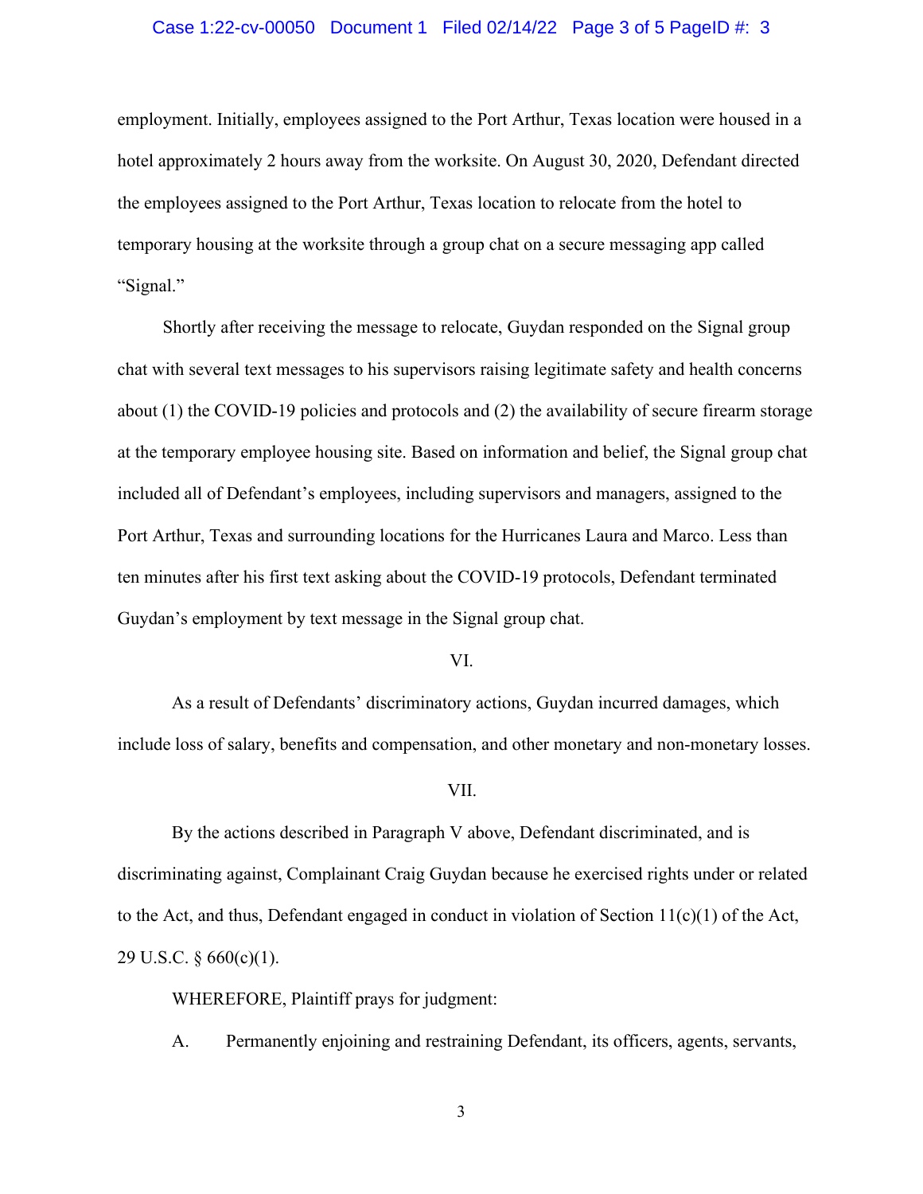employment. Initially, employees assigned to the Port Arthur, Texas location were housed in a hotel approximately 2 hours away from the worksite. On August 30, 2020, Defendant directed the employees assigned to the Port Arthur, Texas location to relocate from the hotel to temporary housing at the worksite through a group chat on a secure messaging app called "Signal."

Shortly after receiving the message to relocate, Guydan responded on the Signal group chat with several text messages to his supervisors raising legitimate safety and health concerns about (1) the COVID-19 policies and protocols and (2) the availability of secure firearm storage at the temporary employee housing site. Based on information and belief, the Signal group chat included all of Defendant's employees, including supervisors and managers, assigned to the Port Arthur, Texas and surrounding locations for the Hurricanes Laura and Marco. Less than ten minutes after his first text asking about the COVID-19 protocols, Defendant terminated Guydan's employment by text message in the Signal group chat.

VI.

As a result of Defendants' discriminatory actions, Guydan incurred damages, which include loss of salary, benefits and compensation, and other monetary and non-monetary losses.

VII.

By the actions described in Paragraph V above, Defendant discriminated, and is discriminating against, Complainant Craig Guydan because he exercised rights under or related to the Act, and thus, Defendant engaged in conduct in violation of Section 11(c)(1) of the Act, 29 U.S.C. § 660(c)(1).

WHEREFORE, Plaintiff prays for judgment:

A. Permanently enjoining and restraining Defendant, its officers, agents, servants,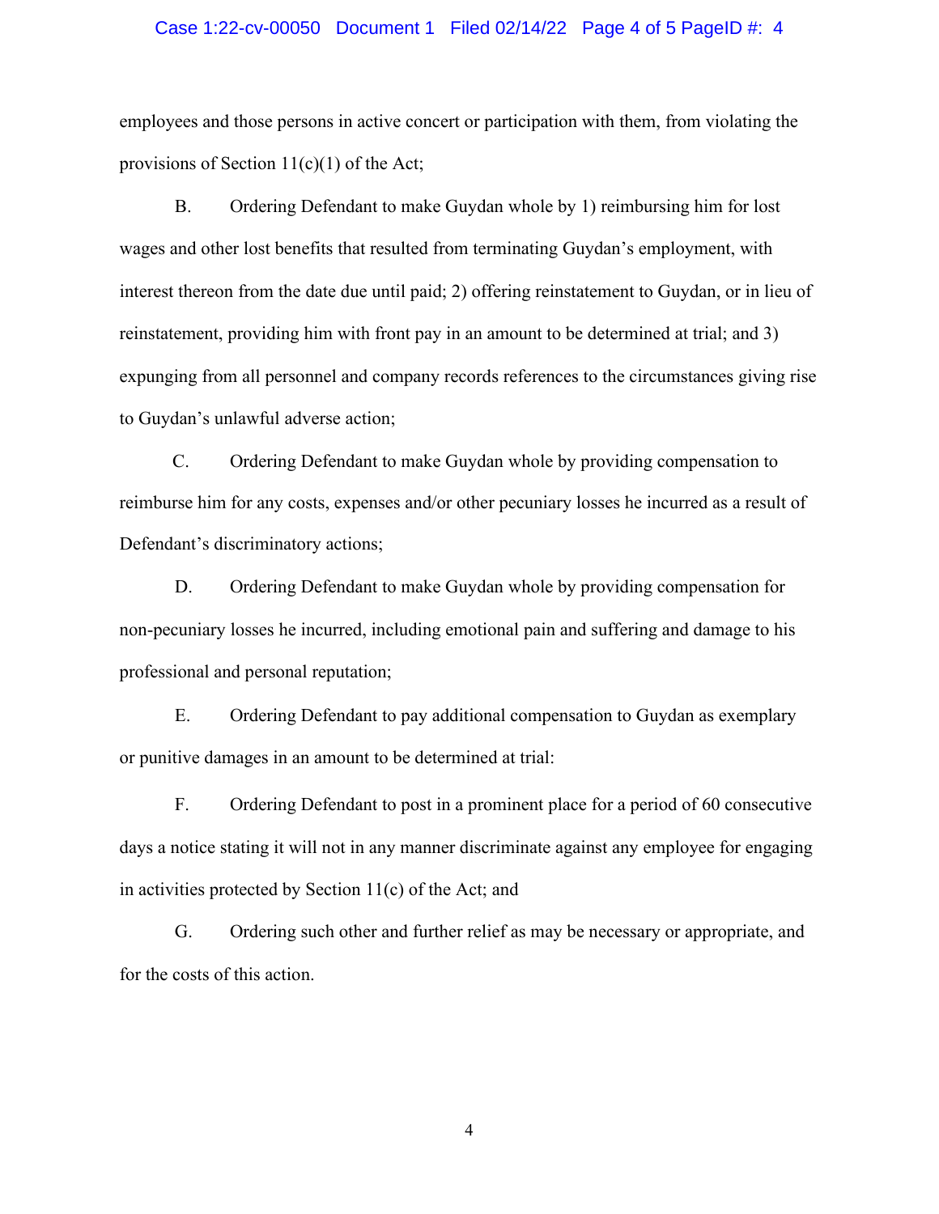employees and those persons in active concert or participation with them, from violating the provisions of Section 11(c)(1) of the Act;

B. Ordering Defendant to make Guydan whole by 1) reimbursing him for lost wages and other lost benefits that resulted from terminating Guydan's employment, with interest thereon from the date due until paid; 2) offering reinstatement to Guydan, or in lieu of reinstatement, providing him with front pay in an amount to be determined at trial; and 3) expunging from all personnel and company records references to the circumstances giving rise to Guydan's unlawful adverse action;

C. Ordering Defendant to make Guydan whole by providing compensation to reimburse him for any costs, expenses and/or other pecuniary losses he incurred as a result of Defendant's discriminatory actions;

D. Ordering Defendant to make Guydan whole by providing compensation for non-pecuniary losses he incurred, including emotional pain and suffering and damage to his professional and personal reputation;

E. Ordering Defendant to pay additional compensation to Guydan as exemplary or punitive damages in an amount to be determined at trial:

F. Ordering Defendant to post in a prominent place for a period of 60 consecutive days a notice stating it will not in any manner discriminate against any employee for engaging in activities protected by Section 11(c) of the Act; and

G. Ordering such other and further relief as may be necessary or appropriate, and for the costs of this action.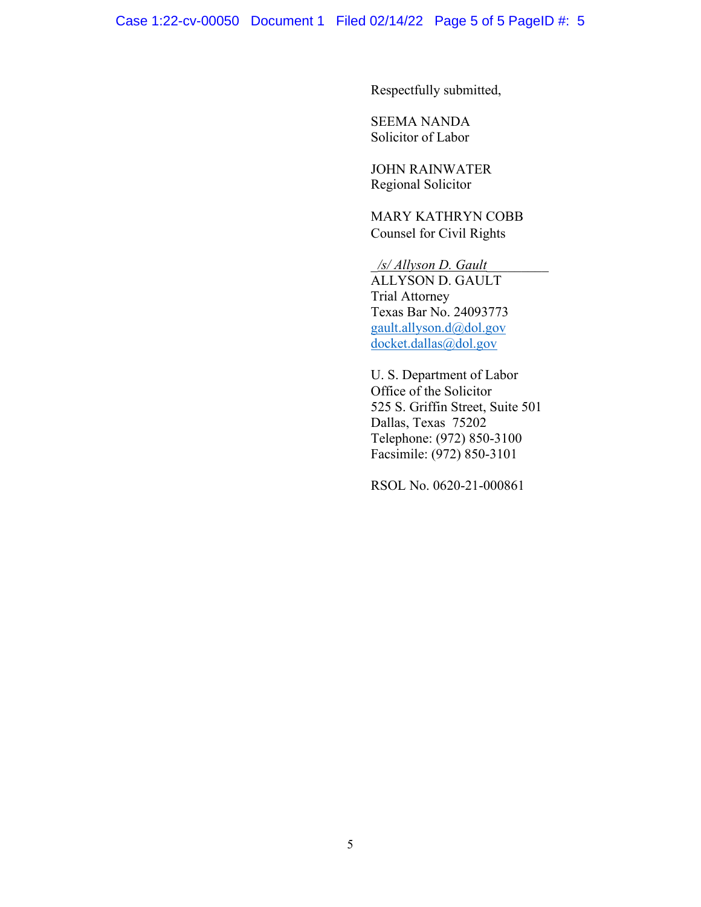Respectfully submitted,

SEEMA NANDA
Solicitor of Labor

JOHN RAINWATER
Regional Solicitor

MARY KATHRYN COBB
Counsel for Civil Rights

*/s/ Allyson D. Gault*
ALLYSON D. GAULT
Trial Attorney
Texas Bar No. 24093773
gault.allyson.d@dol.gov
docket.dallas@dol.gov

U. S. Department of Labor
Office of the Solicitor
525 S. Griffin Street, Suite 501
Dallas, Texas 75202
Telephone: (972) 850-3100
Facsimile: (972) 850-3101

RSOL No. 0620-21-000861